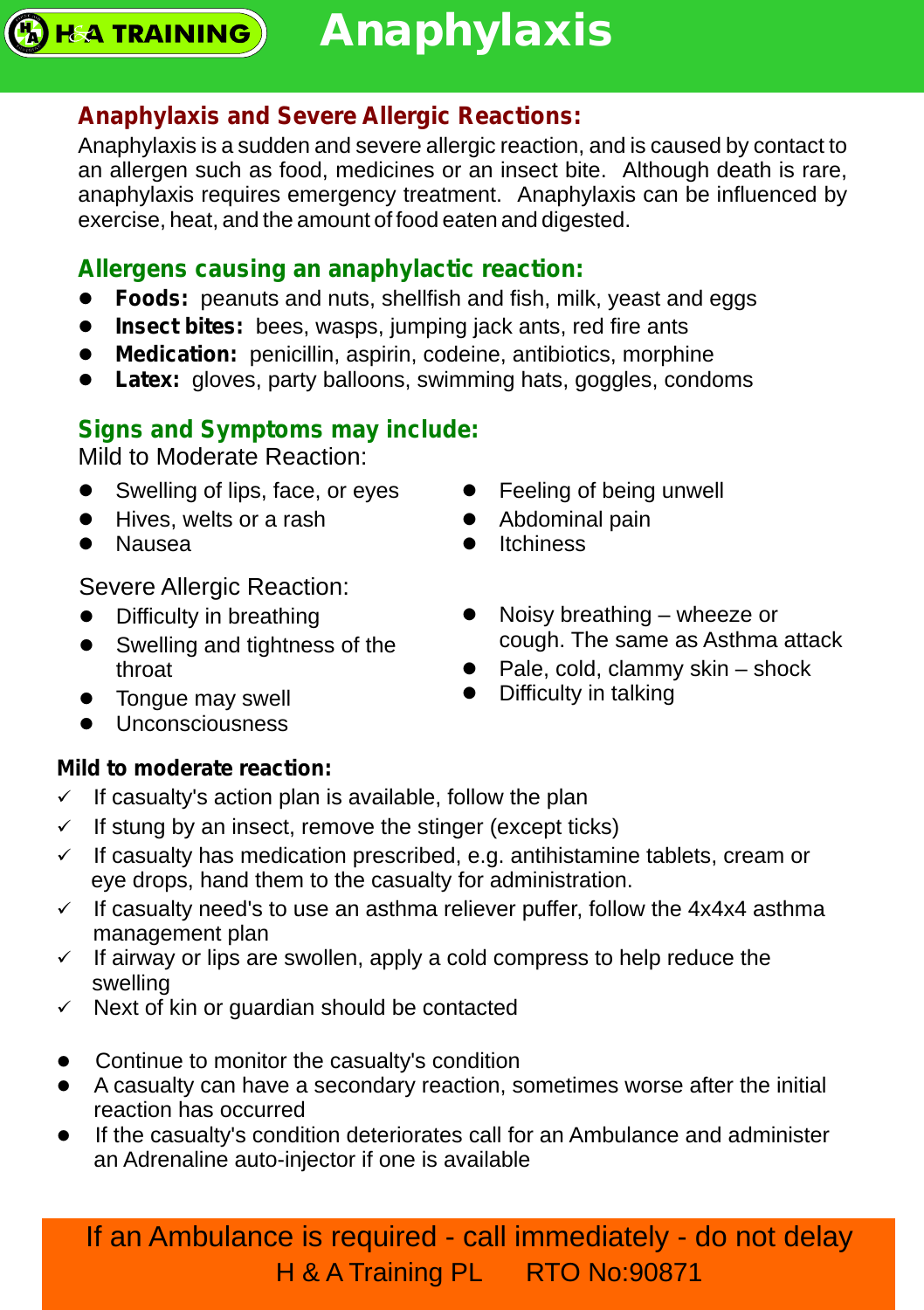# Anaphylaxis

H&A TRAINING

## Anaphylaxis and Severe Allergic Reactions:

Anaphylaxis is a sudden and severe allergic reaction, and is caused by contact to an allergen such as food, medicines or an insect bite. Although death is rare, anaphylaxis requires emergency treatment. Anaphylaxis can be influenced by exercise, heat, and the amount of food eaten and digested.

## Allergens causing an anaphylactic reaction:

- **Foods:** peanuts and nuts, shellfish and fish, milk, yeast and eggs
- **Insect bites:** bees, wasps, jumping jack ants, red fire ants
- **Medication:** penicillin, aspirin, codeine, antibiotics, morphine
- **Latex:** gloves, party balloons, swimming hats, goggles, condoms

## Signs and Symptoms may include:

Mild to Moderate Reaction:

- Swelling of lips, face, or eyes
- Hives, welts or a rash
- Nausea
- Feeling of being unwell
- Abdominal pain
- Itchiness

Severe Allergic Reaction:

- Difficulty in breathing
- Swelling and tightness of the throat
- Tongue may swell
- Unconsciousness
- Noisy breathing – wheeze or cough. The same as Asthma attack
- Pale, cold, clammy skin – shock
- Difficulty in talking

**Mild to moderate reaction:**

- ✓ If casualty's action plan is available, follow the plan
- ✓ If stung by an insect, remove the stinger (except ticks)
- ✓ If casualty has medication prescribed, e.g. antihistamine tablets, cream or eye drops, hand them to the casualty for administration.
- ✓ If casualty need's to use an asthma reliever puffer, follow the 4x4x4 asthma management plan
- ✓ If airway or lips are swollen, apply a cold compress to help reduce the swelling
- ✓ Next of kin or guardian should be contacted

- Continue to monitor the casualty's condition
- A casualty can have a secondary reaction, sometimes worse after the initial reaction has occurred
- If the casualty's condition deteriorates call for an Ambulance and administer an Adrenaline auto-injector if one is available

If an Ambulance is required - call immediately - do not delay

H & A Training PL RTO No:90871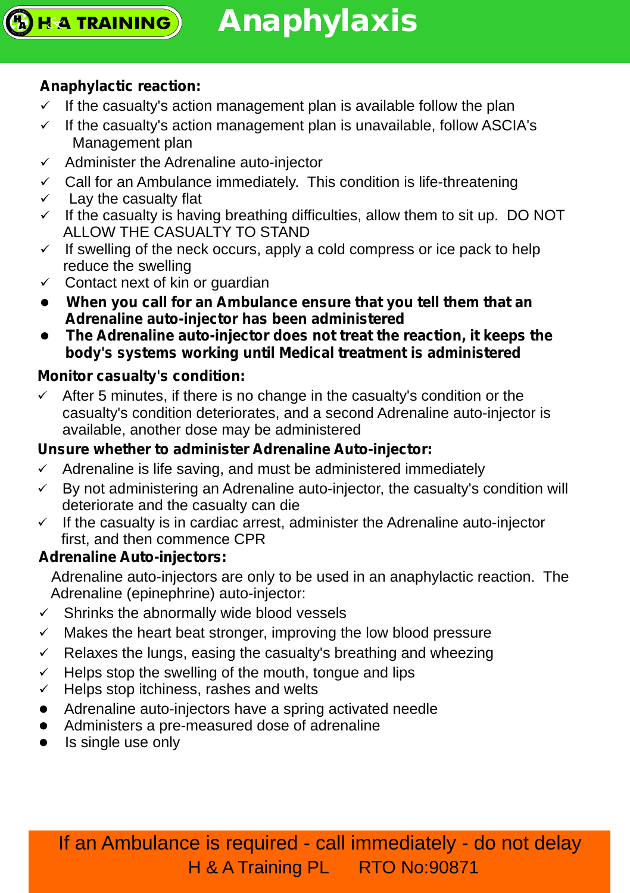# Anaphylaxis

### Anaphylactic reaction:

- ✓ If the casualty's action management plan is available follow the plan
- ✓ If the casualty's action management plan is unavailable, follow ASCIA's Management plan
- ✓ Administer the Adrenaline auto-injector
- ✓ Call for an Ambulance immediately. This condition is life-threatening
- ✓ Lay the casualty flat
- ✓ If the casualty is having breathing difficulties, allow them to sit up. DO NOT ALLOW THE CASUALTY TO STAND
- ✓ If swelling of the neck occurs, apply a cold compress or ice pack to help reduce the swelling
- ✓ Contact next of kin or guardian

- **When you call for an Ambulance ensure that you tell them that an Adrenaline auto-injector has been administered**
- **The Adrenaline auto-injector does not treat the reaction, it keeps the body's systems working until Medical treatment is administered**

### Monitor casualty's condition:

- ✓ After 5 minutes, if there is no change in the casualty's condition or the casualty's condition deteriorates, and a second Adrenaline auto-injector is available, another dose may be administered

### Unsure whether to administer Adrenaline Auto-injector:

- ✓ Adrenaline is life saving, and must be administered immediately
- ✓ By not administering an Adrenaline auto-injector, the casualty's condition will deteriorate and the casualty can die
- ✓ If the casualty is in cardiac arrest, administer the Adrenaline auto-injector first, and then commence CPR

### Adrenaline Auto-injectors:

Adrenaline auto-injectors are only to be used in an anaphylactic reaction. The Adrenaline (epinephrine) auto-injector:

- ✓ Shrinks the abnormally wide blood vessels
- ✓ Makes the heart beat stronger, improving the low blood pressure
- ✓ Relaxes the lungs, easing the casualty's breathing and wheezing
- ✓ Helps stop the swelling of the mouth, tongue and lips
- ✓ Helps stop itchiness, rashes and welts

- Adrenaline auto-injectors have a spring activated needle
- Administers a pre-measured dose of adrenaline
- Is single use only

If an Ambulance is required - call immediately - do not delay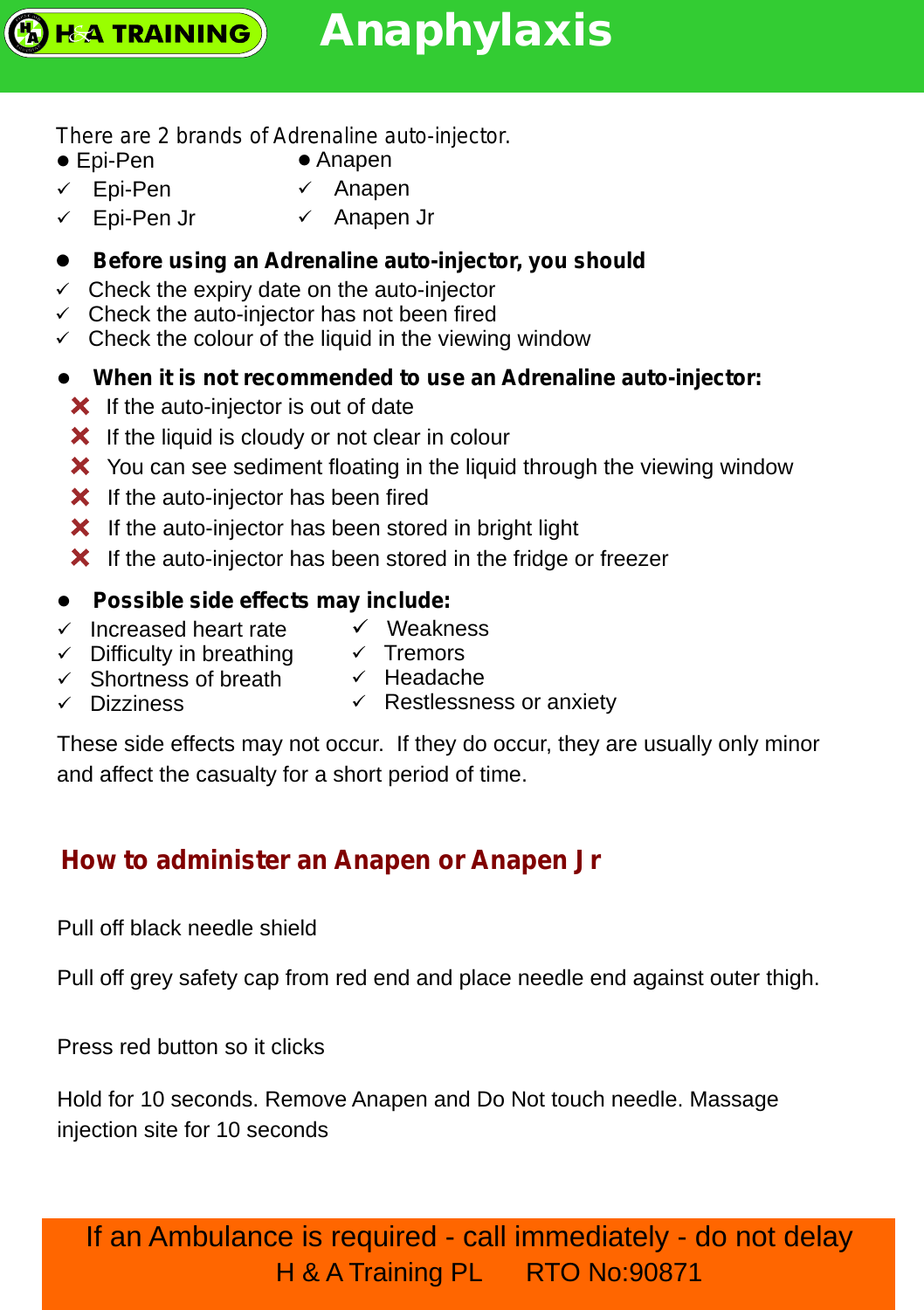# Anaphylaxis

There are 2 brands of Adrenaline auto-injector.

- Epi-Pen
  - ✓ Epi-Pen
  - ✓ Epi-Pen Jr
- Anapen
  - ✓ Anapen
  - ✓ Anapen Jr

- **Before using an Adrenaline auto-injector, you should**

✓ Check the expiry date on the auto-injector
✓ Check the auto-injector has not been fired
✓ Check the colour of the liquid in the viewing window

- **When it is not recommended to use an Adrenaline auto-injector:**

✗ If the auto-injector is out of date
✗ If the liquid is cloudy or not clear in colour
✗ You can see sediment floating in the liquid through the viewing window
✗ If the auto-injector has been fired
✗ If the auto-injector has been stored in bright light
✗ If the auto-injector has been stored in the fridge or freezer

- **Possible side effects may include:**

✓ Increased heart rate
✓ Difficulty in breathing
✓ Shortness of breath
✓ Dizziness
✓ Weakness
✓ Tremors
✓ Headache
✓ Restlessness or anxiety

These side effects may not occur. If they do occur, they are usually only minor and affect the casualty for a short period of time.

## How to administer an Anapen or Anapen Jr

Pull off black needle shield

Pull off grey safety cap from red end and place needle end against outer thigh.

Press red button so it clicks

Hold for 10 seconds. Remove Anapen and Do Not touch needle. Massage injection site for 10 seconds

If an Ambulance is required - call immediately - do not delay
H & A Training PL RTO No:90871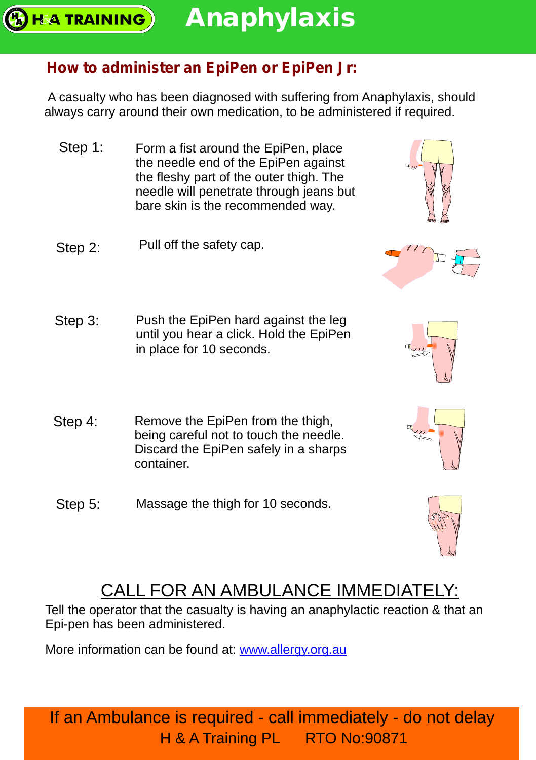# Anaphylaxis

## How to administer an EpiPen or EpiPen Jr:

A casualty who has been diagnosed with suffering from Anaphylaxis, should always carry around their own medication, to be administered if required.

Step 1: Form a fist around the EpiPen, place the needle end of the EpiPen against the fleshy part of the outer thigh. The needle will penetrate through jeans but bare skin is the recommended way.

Step 2: Pull off the safety cap.

Step 3: Push the EpiPen hard against the leg until you hear a click. Hold the EpiPen in place for 10 seconds.

Step 4: Remove the EpiPen from the thigh, being careful not to touch the needle. Discard the EpiPen safely in a sharps container.

Step 5: Massage the thigh for 10 seconds.

## CALL FOR AN AMBULANCE IMMEDIATELY:

Tell the operator that the casualty is having an anaphylactic reaction & that an Epi-pen has been administered.

More information can be found at: [www.allergy.org.au](http://www.allergy.org.au)

If an Ambulance is required - call immediately - do not delay